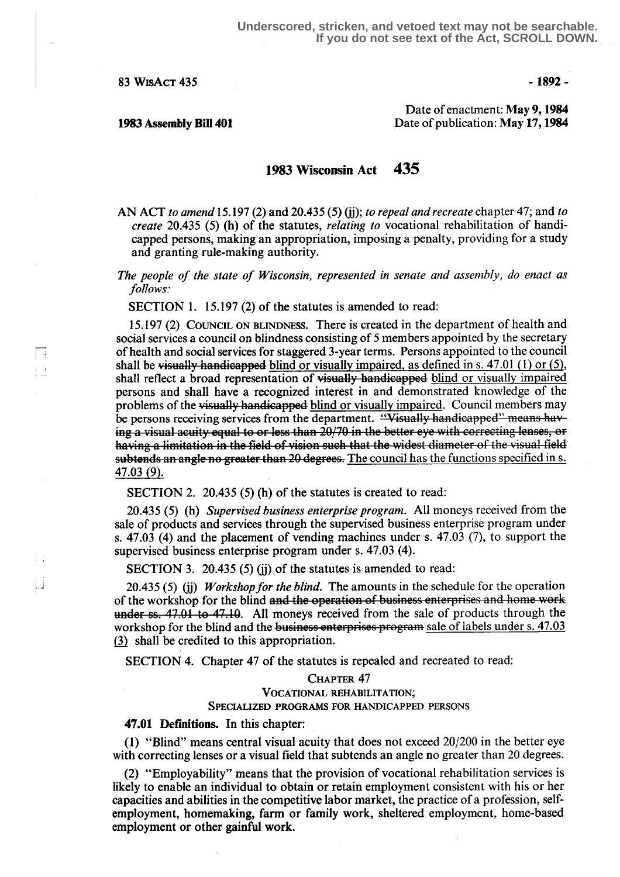Underscored, stricken, and vetoed text may not be searchable. If you do not see text of the Act, SCROLL DOWN.

83 WisAct 435

**1983 Assembly Bill 401**

Date of enactment: **May 9, 1984**
Date of publication: **May 17, 1984**

# 1983 Wisconsin Act 435

AN ACT *to amend* 15.197 (2) and 20.435 (5) (jj); *to repeal and recreate* chapter 47; and *to create* 20.435 (5) (h) of the statutes, *relating to* vocational rehabilitation of handicapped persons, making an appropriation, imposing a penalty, providing for a study and granting rule-making authority.

*The people of the state of Wisconsin, represented in senate and assembly, do enact as follows:*

SECTION 1. 15.197 (2) of the statutes is amended to read:

15.197 (2) COUNCIL ON BLINDNESS. There is created in the department of health and social services a council on blindness consisting of 5 members appointed by the secretary of health and social services for staggered 3-year terms. Persons appointed to the council shall be ~~visually handicapped~~ <u>blind or visually impaired, as defined in s. 47.01 (1) or (5)</u>, shall reflect a broad representation of ~~visually handicapped~~ <u>blind or visually impaired</u> persons and shall have a recognized interest in and demonstrated knowledge of the problems of the ~~visually handicapped~~ <u>blind or visually impaired</u>. Council members may be persons receiving services from the department. ~~"Visually handicapped" means having a visual acuity equal to or less than 20/70 in the better eye with correcting lenses, or having a limitation in the field of vision such that the widest diameter of the visual field subtends an angle no greater than 20 degrees.~~ <u>The council has the functions specified in s. 47.03 (9).</u>

SECTION 2. 20.435 (5) (h) of the statutes is created to read:

20.435 (5) (h) *Supervised business enterprise program.* All moneys received from the sale of products and services through the supervised business enterprise program under s. 47.03 (4) and the placement of vending machines under s. 47.03 (7), to support the supervised business enterprise program under s. 47.03 (4).

SECTION 3. 20.435 (5) (jj) of the statutes is amended to read:

20.435 (5) (jj) *Workshop for the blind.* The amounts in the schedule for the operation of the workshop for the blind ~~and the operation of business enterprises and home work under ss. 47.01 to 47.10~~. All moneys received from the sale of products through the workshop for the blind and the ~~business enterprises program~~ <u>sale of labels under s. 47.03 (3)</u> shall be credited to this appropriation.

SECTION 4. Chapter 47 of the statutes is repealed and recreated to read:

## CHAPTER 47
## VOCATIONAL REHABILITATION;
## SPECIALIZED PROGRAMS FOR HANDICAPPED PERSONS

**47.01 Definitions.** In this chapter:

(1) "Blind" means central visual acuity that does not exceed 20/200 in the better eye with correcting lenses or a visual field that subtends an angle no greater than 20 degrees.

(2) "Employability" means that the provision of vocational rehabilitation services is likely to enable an individual to obtain or retain employment consistent with his or her capacities and abilities in the competitive labor market, the practice of a profession, self-employment, homemaking, farm or family work, sheltered employment, home-based employment or other gainful work.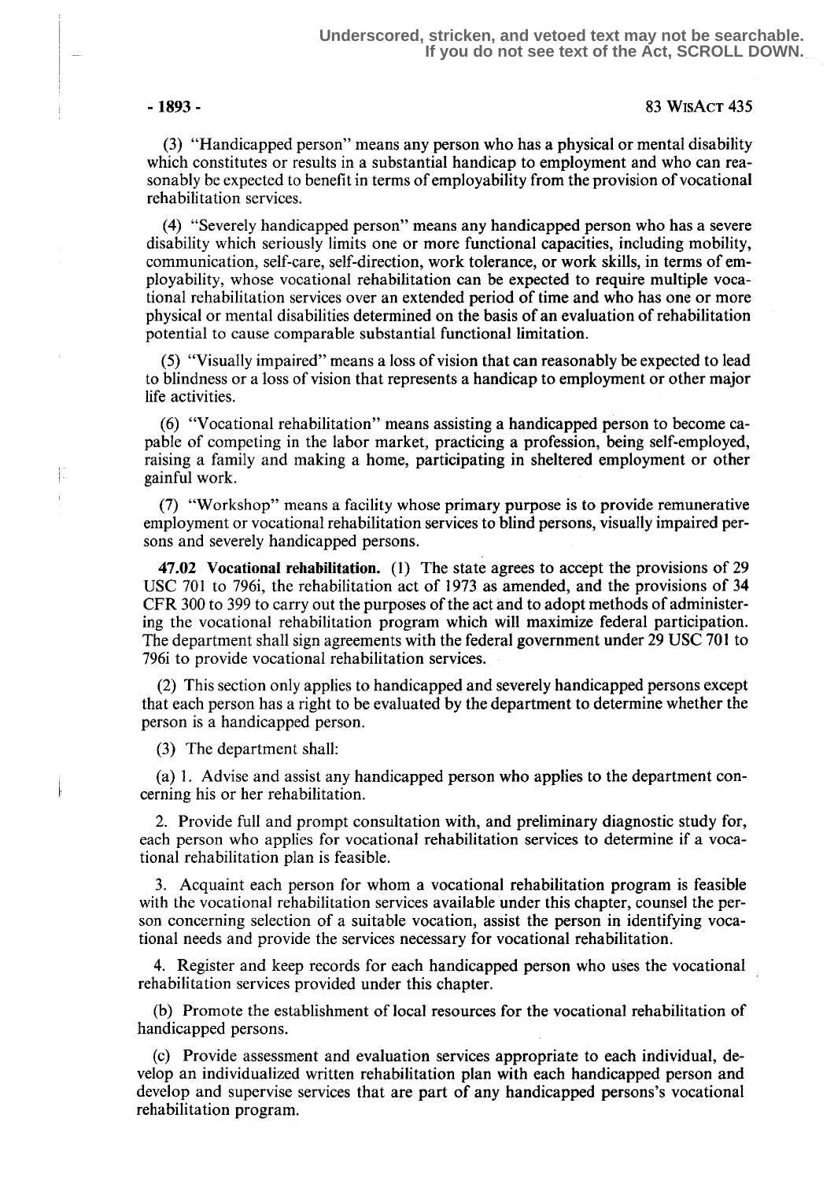(3) "Handicapped person" means any person who has a physical or mental disability which constitutes or results in a substantial handicap to employment and who can reasonably be expected to benefit in terms of employability from the provision of vocational rehabilitation services.

(4) "Severely handicapped person" means any handicapped person who has a severe disability which seriously limits one or more functional capacities, including mobility, communication, self-care, self-direction, work tolerance, or work skills, in terms of employability, whose vocational rehabilitation can be expected to require multiple vocational rehabilitation services over an extended period of time and who has one or more physical or mental disabilities determined on the basis of an evaluation of rehabilitation potential to cause comparable substantial functional limitation.

(5) "Visually impaired" means a loss of vision that can reasonably be expected to lead to blindness or a loss of vision that represents a handicap to employment or other major life activities.

(6) "Vocational rehabilitation" means assisting a handicapped person to become capable of competing in the labor market, practicing a profession, being self-employed, raising a family and making a home, participating in sheltered employment or other gainful work.

(7) "Workshop" means a facility whose primary purpose is to provide remunerative employment or vocational rehabilitation services to blind persons, visually impaired persons and severely handicapped persons.

**47.02 Vocational rehabilitation.** (1) The state agrees to accept the provisions of 29 USC 701 to 796i, the rehabilitation act of 1973 as amended, and the provisions of 34 CFR 300 to 399 to carry out the purposes of the act and to adopt methods of administering the vocational rehabilitation program which will maximize federal participation. The department shall sign agreements with the federal government under 29 USC 701 to 796i to provide vocational rehabilitation services.

(2) This section only applies to handicapped and severely handicapped persons except that each person has a right to be evaluated by the department to determine whether the person is a handicapped person.

(3) The department shall:

(a) 1. Advise and assist any handicapped person who applies to the department concerning his or her rehabilitation.

2. Provide full and prompt consultation with, and preliminary diagnostic study for, each person who applies for vocational rehabilitation services to determine if a vocational rehabilitation plan is feasible.

3. Acquaint each person for whom a vocational rehabilitation program is feasible with the vocational rehabilitation services available under this chapter, counsel the person concerning selection of a suitable vocation, assist the person in identifying vocational needs and provide the services necessary for vocational rehabilitation.

4. Register and keep records for each handicapped person who uses the vocational rehabilitation services provided under this chapter.

(b) Promote the establishment of local resources for the vocational rehabilitation of handicapped persons.

(c) Provide assessment and evaluation services appropriate to each individual, develop an individualized written rehabilitation plan with each handicapped person and develop and supervise services that are part of any handicapped persons's vocational rehabilitation program.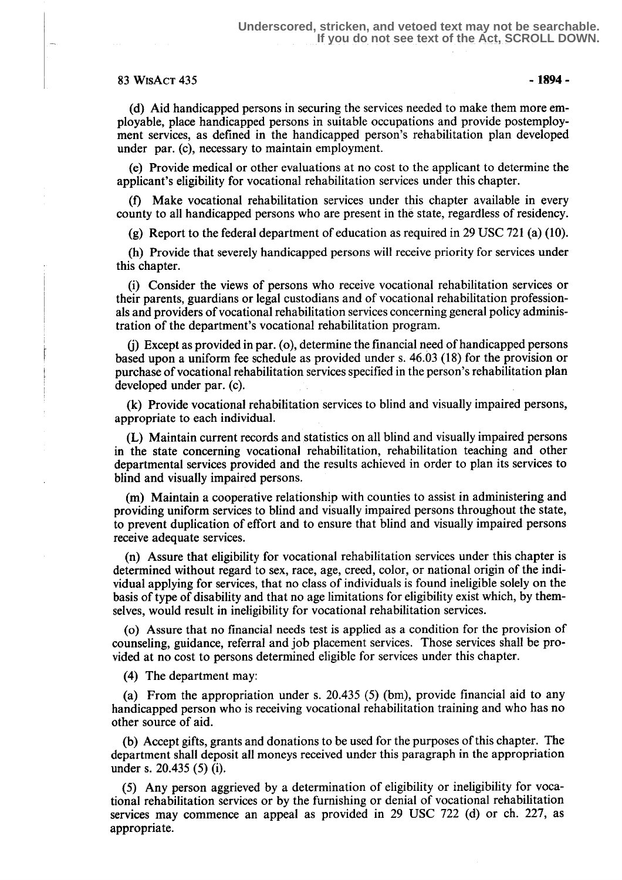(d) Aid handicapped persons in securing the services needed to make them more employable, place handicapped persons in suitable occupations and provide postemployment services, as defined in the handicapped person's rehabilitation plan developed under par. (c), necessary to maintain employment.

(e) Provide medical or other evaluations at no cost to the applicant to determine the applicant's eligibility for vocational rehabilitation services under this chapter.

(f) Make vocational rehabilitation services under this chapter available in every county to all handicapped persons who are present in the state, regardless of residency.

(g) Report to the federal department of education as required in 29 USC 721 (a) (10).

(h) Provide that severely handicapped persons will receive priority for services under this chapter.

(i) Consider the views of persons who receive vocational rehabilitation services or their parents, guardians or legal custodians and of vocational rehabilitation professionals and providers of vocational rehabilitation services concerning general policy administration of the department's vocational rehabilitation program.

(j) Except as provided in par. (o), determine the financial need of handicapped persons based upon a uniform fee schedule as provided under s. 46.03 (18) for the provision or purchase of vocational rehabilitation services specified in the person's rehabilitation plan developed under par. (c).

(k) Provide vocational rehabilitation services to blind and visually impaired persons, appropriate to each individual.

(L) Maintain current records and statistics on all blind and visually impaired persons in the state concerning vocational rehabilitation, rehabilitation teaching and other departmental services provided and the results achieved in order to plan its services to blind and visually impaired persons.

(m) Maintain a cooperative relationship with counties to assist in administering and providing uniform services to blind and visually impaired persons throughout the state, to prevent duplication of effort and to ensure that blind and visually impaired persons receive adequate services.

(n) Assure that eligibility for vocational rehabilitation services under this chapter is determined without regard to sex, race, age, creed, color, or national origin of the individual applying for services, that no class of individuals is found ineligible solely on the basis of type of disability and that no age limitations for eligibility exist which, by themselves, would result in ineligibility for vocational rehabilitation services.

(o) Assure that no financial needs test is applied as a condition for the provision of counseling, guidance, referral and job placement services. Those services shall be provided at no cost to persons determined eligible for services under this chapter.

(4) The department may:

(a) From the appropriation under s. 20.435 (5) (bm), provide financial aid to any handicapped person who is receiving vocational rehabilitation training and who has no other source of aid.

(b) Accept gifts, grants and donations to be used for the purposes of this chapter. The department shall deposit all moneys received under this paragraph in the appropriation under s. 20.435 (5) (i).

(5) Any person aggrieved by a determination of eligibility or ineligibility for vocational rehabilitation services or by the furnishing or denial of vocational rehabilitation services may commence an appeal as provided in 29 USC 722 (d) or ch. 227, as appropriate.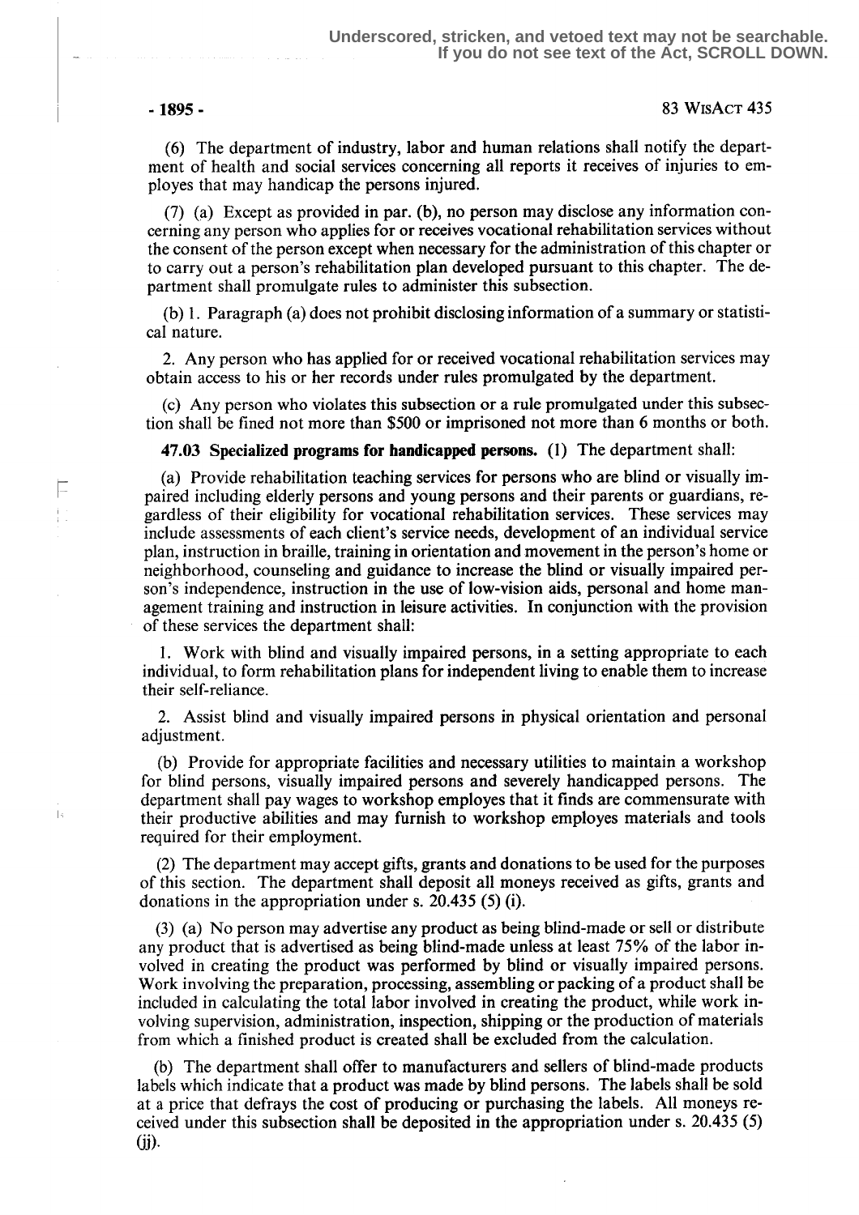(6) The department of industry, labor and human relations shall notify the department of health and social services concerning all reports it receives of injuries to employes that may handicap the persons injured.

(7) (a) Except as provided in par. (b), no person may disclose any information concerning any person who applies for or receives vocational rehabilitation services without the consent of the person except when necessary for the administration of this chapter or to carry out a person's rehabilitation plan developed pursuant to this chapter. The department shall promulgate rules to administer this subsection.

(b) 1. Paragraph (a) does not prohibit disclosing information of a summary or statistical nature.

2. Any person who has applied for or received vocational rehabilitation services may obtain access to his or her records under rules promulgated by the department.

(c) Any person who violates this subsection or a rule promulgated under this subsection shall be fined not more than $500 or imprisoned not more than 6 months or both.

**47.03 Specialized programs for handicapped persons.** (1) The department shall:

(a) Provide rehabilitation teaching services for persons who are blind or visually impaired including elderly persons and young persons and their parents or guardians, regardless of their eligibility for vocational rehabilitation services. These services may include assessments of each client's service needs, development of an individual service plan, instruction in braille, training in orientation and movement in the person's home or neighborhood, counseling and guidance to increase the blind or visually impaired person's independence, instruction in the use of low-vision aids, personal and home management training and instruction in leisure activities. In conjunction with the provision of these services the department shall:

1. Work with blind and visually impaired persons, in a setting appropriate to each individual, to form rehabilitation plans for independent living to enable them to increase their self-reliance.

2. Assist blind and visually impaired persons in physical orientation and personal adjustment.

(b) Provide for appropriate facilities and necessary utilities to maintain a workshop for blind persons, visually impaired persons and severely handicapped persons. The department shall pay wages to workshop employes that it finds are commensurate with their productive abilities and may furnish to workshop employes materials and tools required for their employment.

(2) The department may accept gifts, grants and donations to be used for the purposes of this section. The department shall deposit all moneys received as gifts, grants and donations in the appropriation under s. 20.435 (5) (i).

(3) (a) No person may advertise any product as being blind-made or sell or distribute any product that is advertised as being blind-made unless at least 75% of the labor involved in creating the product was performed by blind or visually impaired persons. Work involving the preparation, processing, assembling or packing of a product shall be included in calculating the total labor involved in creating the product, while work involving supervision, administration, inspection, shipping or the production of materials from which a finished product is created shall be excluded from the calculation.

(b) The department shall offer to manufacturers and sellers of blind-made products labels which indicate that a product was made by blind persons. The labels shall be sold at a price that defrays the cost of producing or purchasing the labels. All moneys received under this subsection shall be deposited in the appropriation under s. 20.435 (5) (jj).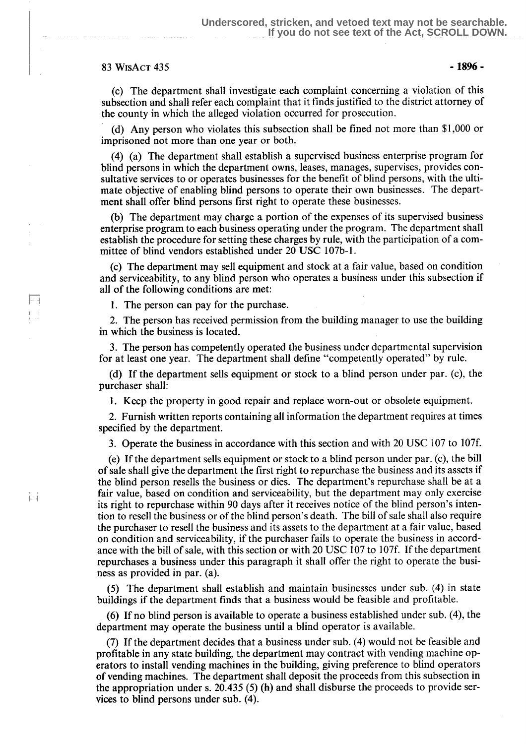(c) The department shall investigate each complaint concerning a violation of this subsection and shall refer each complaint that it finds justified to the district attorney of the county in which the alleged violation occurred for prosecution.

(d) Any person who violates this subsection shall be fined not more than $1,000 or imprisoned not more than one year or both.

(4) (a) The department shall establish a supervised business enterprise program for blind persons in which the department owns, leases, manages, supervises, provides consultative services to or operates businesses for the benefit of blind persons, with the ultimate objective of enabling blind persons to operate their own businesses. The department shall offer blind persons first right to operate these businesses.

(b) The department may charge a portion of the expenses of its supervised business enterprise program to each business operating under the program. The department shall establish the procedure for setting these charges by rule, with the participation of a committee of blind vendors established under 20 USC 107b-1.

(c) The department may sell equipment and stock at a fair value, based on condition and serviceability, to any blind person who operates a business under this subsection if all of the following conditions are met:

1. The person can pay for the purchase.

2. The person has received permission from the building manager to use the building in which the business is located.

3. The person has competently operated the business under departmental supervision for at least one year. The department shall define "competently operated" by rule.

(d) If the department sells equipment or stock to a blind person under par. (c), the purchaser shall:

1. Keep the property in good repair and replace worn-out or obsolete equipment.

2. Furnish written reports containing all information the department requires at times specified by the department.

3. Operate the business in accordance with this section and with 20 USC 107 to 107f.

(e) If the department sells equipment or stock to a blind person under par. (c), the bill of sale shall give the department the first right to repurchase the business and its assets if the blind person resells the business or dies. The department's repurchase shall be at a fair value, based on condition and serviceability, but the department may only exercise its right to repurchase within 90 days after it receives notice of the blind person's intention to resell the business or of the blind person's death. The bill of sale shall also require the purchaser to resell the business and its assets to the department at a fair value, based on condition and serviceability, if the purchaser fails to operate the business in accordance with the bill of sale, with this section or with 20 USC 107 to 107f. If the department repurchases a business under this paragraph it shall offer the right to operate the business as provided in par. (a).

(5) The department shall establish and maintain businesses under sub. (4) in state buildings if the department finds that a business would be feasible and profitable.

(6) If no blind person is available to operate a business established under sub. (4), the department may operate the business until a blind operator is available.

(7) If the department decides that a business under sub. (4) would not be feasible and profitable in any state building, the department may contract with vending machine operators to install vending machines in the building, giving preference to blind operators of vending machines. The department shall deposit the proceeds from this subsection in the appropriation under s. 20.435 (5) **(h)** and shall disburse the proceeds to provide services to blind persons under sub. (4).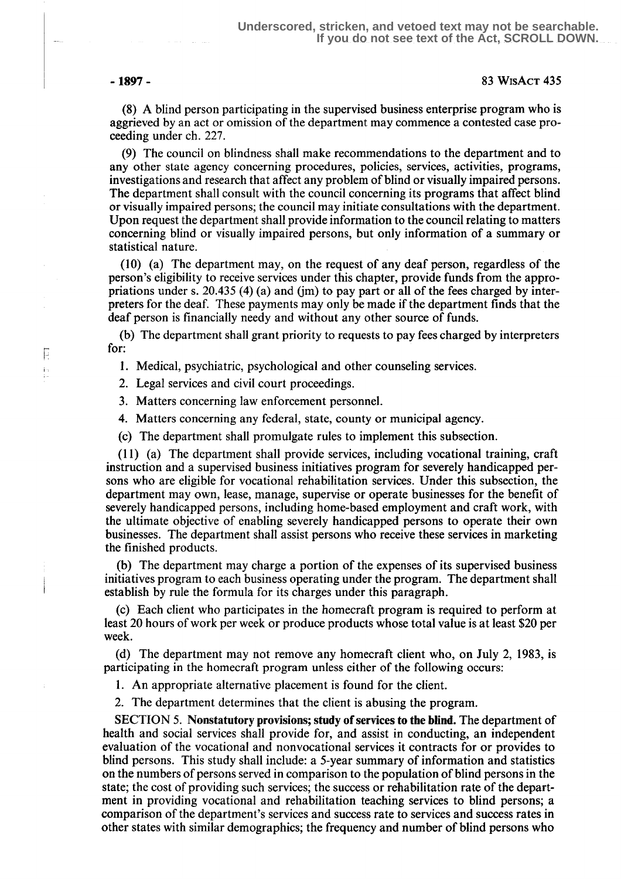(8) A blind person participating in the supervised business enterprise program who is aggrieved by an act or omission of the department may commence a contested case proceeding under ch. 227.

(9) The council on blindness shall make recommendations to the department and to any other state agency concerning procedures, policies, services, activities, programs, investigations and research that affect any problem of blind or visually impaired persons. The department shall consult with the council concerning its programs that affect blind or visually impaired persons; the council may initiate consultations with the department. Upon request the department shall provide information to the council relating to matters concerning blind or visually impaired persons, but only information of a summary or statistical nature.

(10) (a) The department may, on the request of any deaf person, regardless of the person's eligibility to receive services under this chapter, provide funds from the appropriations under s. 20.435 (4) (a) and (jm) to pay part or all of the fees charged by interpreters for the deaf. These payments may only be made if the department finds that the deaf person is financially needy and without any other source of funds.

(b) The department shall grant priority to requests to pay fees charged by interpreters for:

1. Medical, psychiatric, psychological and other counseling services.
2. Legal services and civil court proceedings.
3. Matters concerning law enforcement personnel.
4. Matters concerning any federal, state, county or municipal agency.

(c) The department shall promulgate rules to implement this subsection.

(11) (a) The department shall provide services, including vocational training, craft instruction and a supervised business initiatives program for severely handicapped persons who are eligible for vocational rehabilitation services. Under this subsection, the department may own, lease, manage, supervise or operate businesses for the benefit of severely handicapped persons, including home-based employment and craft work, with the ultimate objective of enabling severely handicapped persons to operate their own businesses. The department shall assist persons who receive these services in marketing the finished products.

(b) The department may charge a portion of the expenses of its supervised business initiatives program to each business operating under the program. The department shall establish by rule the formula for its charges under this paragraph.

(c) Each client who participates in the homecraft program is required to perform at least 20 hours of work per week or produce products whose total value is at least $20 per week.

(d) The department may not remove any homecraft client who, on July 2, 1983, is participating in the homecraft program unless either of the following occurs:

1. An appropriate alternative placement is found for the client.
2. The department determines that the client is abusing the program.

SECTION 5. **Nonstatutory provisions; study of services to the blind.** The department of health and social services shall provide for, and assist in conducting, an independent evaluation of the vocational and nonvocational services it contracts for or provides to blind persons. This study shall include: a 5-year summary of information and statistics on the numbers of persons served in comparison to the population of blind persons in the state; the cost of providing such services; the success or rehabilitation rate of the department in providing vocational and rehabilitation teaching services to blind persons; a comparison of the department's services and success rate to services and success rates in other states with similar demographics; the frequency and number of blind persons who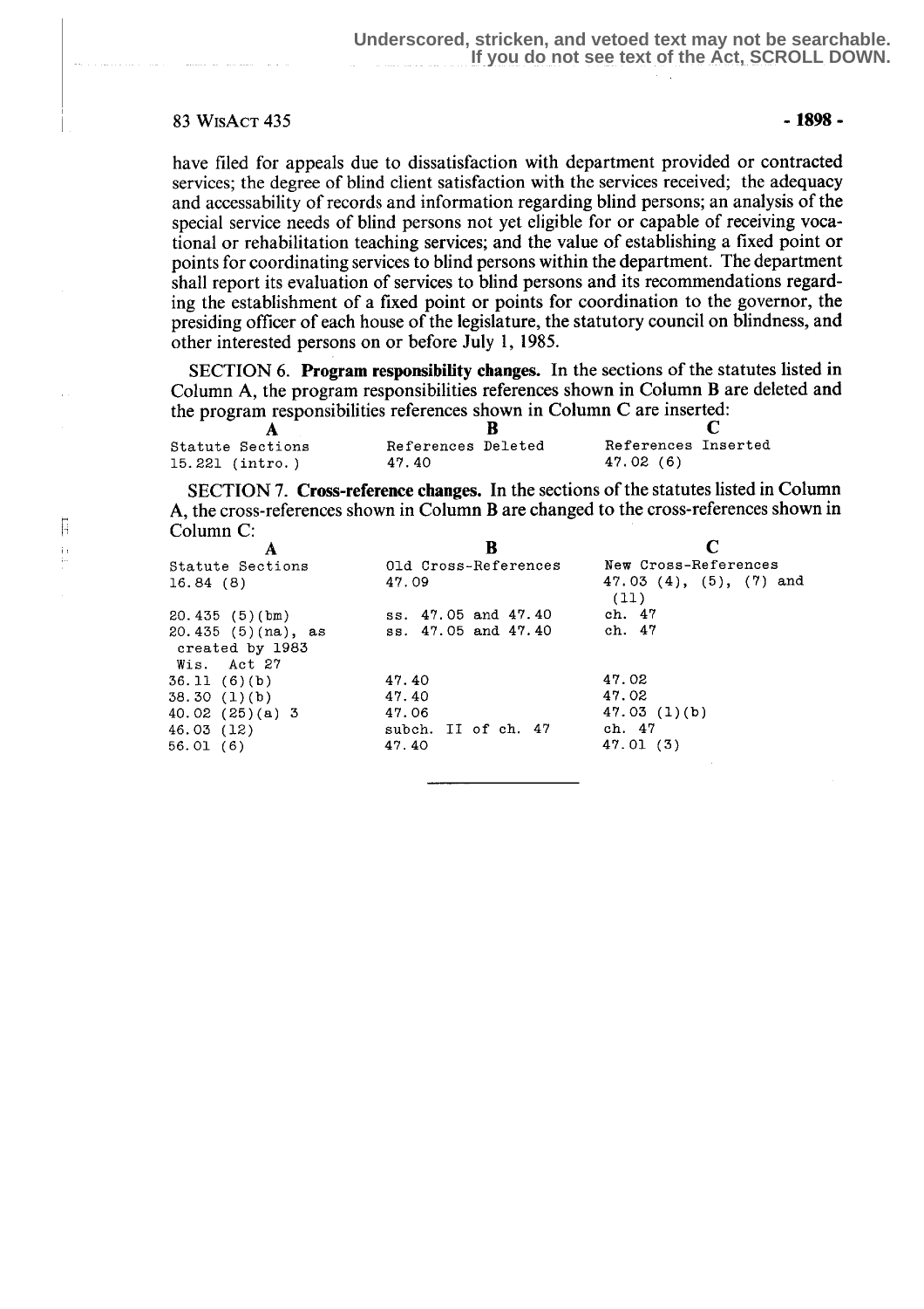have filed for appeals due to dissatisfaction with department provided or contracted services; the degree of blind client satisfaction with the services received; the adequacy and accessability of records and information regarding blind persons; an analysis of the special service needs of blind persons not yet eligible for or capable of receiving vocational or rehabilitation teaching services; and the value of establishing a fixed point or points for coordinating services to blind persons within the department. The department shall report its evaluation of services to blind persons and its recommendations regarding the establishment of a fixed point or points for coordination to the governor, the presiding officer of each house of the legislature, the statutory council on blindness, and other interested persons on or before July 1, 1985.

SECTION 6. **Program responsibility changes.** In the sections of the statutes listed in Column A, the program responsibilities references shown in Column B are deleted and the program responsibilities references shown in Column C are inserted:

| A | B | C |
|---|---|---|
| Statute Sections | References Deleted | References Inserted |
| 15.221 (intro.) | 47.40 | 47.02 (6) |

SECTION 7. **Cross-reference changes.** In the sections of the statutes listed in Column A, the cross-references shown in Column B are changed to the cross-references shown in Column C:

| A | B | C |
|---|---|---|
| Statute Sections | Old Cross-References | New Cross-References |
| 16.84 (8) | 47.09 | 47.03 (4), (5), (7) and (11) |
| 20.435 (5)(bm) | ss. 47.05 and 47.40 | ch. 47 |
| 20.435 (5)(na), as created by 1983 Wis. Act 27 | ss. 47.05 and 47.40 | ch. 47 |
| 36.11 (6)(b) | 47.40 | 47.02 |
| 38.30 (1)(b) | 47.40 | 47.02 |
| 40.02 (25)(a) 3 | 47.06 | 47.03 (1)(b) |
| 46.03 (12) | subch. II of ch. 47 | ch. 47 |
| 56.01 (6) | 47.40 | 47.01 (3) |